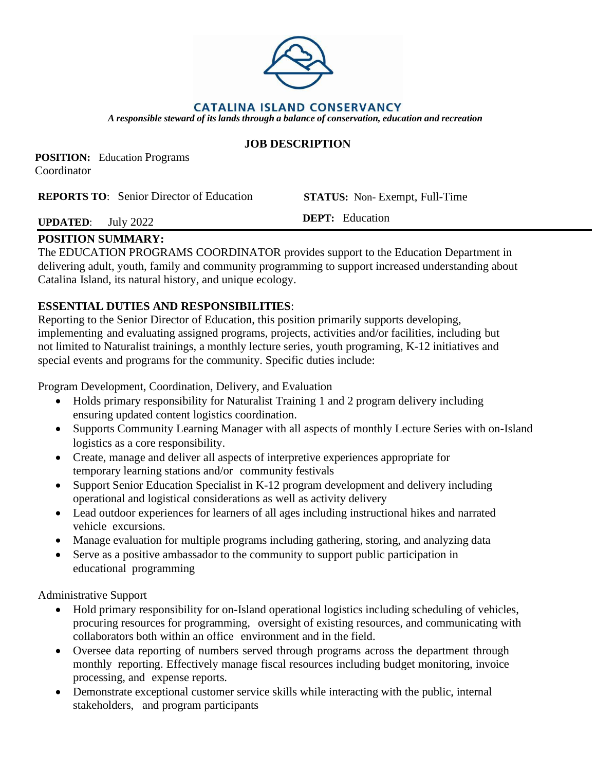**CATALINA ISLAND CONSERVANCY**

*A responsible steward of its lands through a balance of conservation, education and recreation*

## JOB DESCRIPTION

**POSITION:** Education Programs Coordinator

**REPORTS TO**: Senior Director of Education

**STATUS:** Non- Exempt, Full-Time

**UPDATED**: July 2022

**DEPT:** Education

**POSITION SUMMARY:**

The EDUCATION PROGRAMS COORDINATOR provides support to the Education Department in delivering adult, youth, family and community programming to support increased understanding about Catalina Island, its natural history, and unique ecology.

**ESSENTIAL DUTIES AND RESPONSIBILITIES**:

Reporting to the Senior Director of Education, this position primarily supports developing, implementing and evaluating assigned programs, projects, activities and/or facilities, including but not limited to Naturalist trainings, a monthly lecture series, youth programing, K-12 initiatives and special events and programs for the community. Specific duties include:

Program Development, Coordination, Delivery, and Evaluation

- Holds primary responsibility for Naturalist Training 1 and 2 program delivery including ensuring updated content logistics coordination.
- Supports Community Learning Manager with all aspects of monthly Lecture Series with on-Island logistics as a core responsibility.
- Create, manage and deliver all aspects of interpretive experiences appropriate for temporary learning stations and/or community festivals
- Support Senior Education Specialist in K-12 program development and delivery including operational and logistical considerations as well as activity delivery
- Lead outdoor experiences for learners of all ages including instructional hikes and narrated vehicle excursions.
- Manage evaluation for multiple programs including gathering, storing, and analyzing data
- Serve as a positive ambassador to the community to support public participation in educational programming

Administrative Support

- Hold primary responsibility for on-Island operational logistics including scheduling of vehicles, procuring resources for programming, oversight of existing resources, and communicating with collaborators both within an office environment and in the field.
- Oversee data reporting of numbers served through programs across the department through monthly reporting. Effectively manage fiscal resources including budget monitoring, invoice processing, and expense reports.
- Demonstrate exceptional customer service skills while interacting with the public, internal stakeholders, and program participants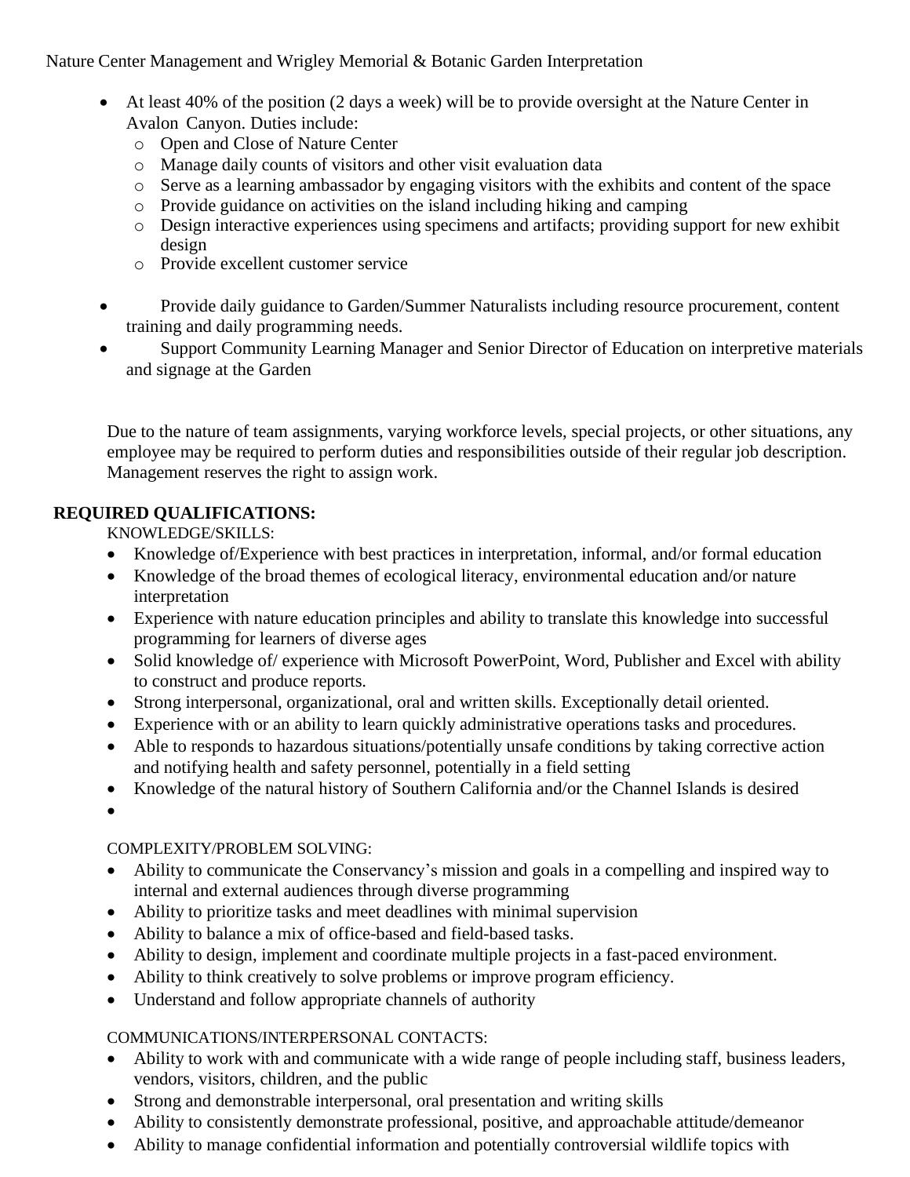Nature Center Management and Wrigley Memorial & Botanic Garden Interpretation

- At least 40% of the position (2 days a week) will be to provide oversight at the Nature Center in Avalon Canyon. Duties include:
  - Open and Close of Nature Center
  - Manage daily counts of visitors and other visit evaluation data
  - Serve as a learning ambassador by engaging visitors with the exhibits and content of the space
  - Provide guidance on activities on the island including hiking and camping
  - Design interactive experiences using specimens and artifacts; providing support for new exhibit design
  - Provide excellent customer service
- Provide daily guidance to Garden/Summer Naturalists including resource procurement, content training and daily programming needs.
- Support Community Learning Manager and Senior Director of Education on interpretive materials and signage at the Garden

Due to the nature of team assignments, varying workforce levels, special projects, or other situations, any employee may be required to perform duties and responsibilities outside of their regular job description. Management reserves the right to assign work.

**REQUIRED QUALIFICATIONS:**

KNOWLEDGE/SKILLS:

- Knowledge of/Experience with best practices in interpretation, informal, and/or formal education
- Knowledge of the broad themes of ecological literacy, environmental education and/or nature interpretation
- Experience with nature education principles and ability to translate this knowledge into successful programming for learners of diverse ages
- Solid knowledge of/ experience with Microsoft PowerPoint, Word, Publisher and Excel with ability to construct and produce reports.
- Strong interpersonal, organizational, oral and written skills. Exceptionally detail oriented.
- Experience with or an ability to learn quickly administrative operations tasks and procedures.
- Able to responds to hazardous situations/potentially unsafe conditions by taking corrective action and notifying health and safety personnel, potentially in a field setting
- Knowledge of the natural history of Southern California and/or the Channel Islands is desired

COMPLEXITY/PROBLEM SOLVING:

- Ability to communicate the Conservancy's mission and goals in a compelling and inspired way to internal and external audiences through diverse programming
- Ability to prioritize tasks and meet deadlines with minimal supervision
- Ability to balance a mix of office-based and field-based tasks.
- Ability to design, implement and coordinate multiple projects in a fast-paced environment.
- Ability to think creatively to solve problems or improve program efficiency.
- Understand and follow appropriate channels of authority

COMMUNICATIONS/INTERPERSONAL CONTACTS:

- Ability to work with and communicate with a wide range of people including staff, business leaders, vendors, visitors, children, and the public
- Strong and demonstrable interpersonal, oral presentation and writing skills
- Ability to consistently demonstrate professional, positive, and approachable attitude/demeanor
- Ability to manage confidential information and potentially controversial wildlife topics with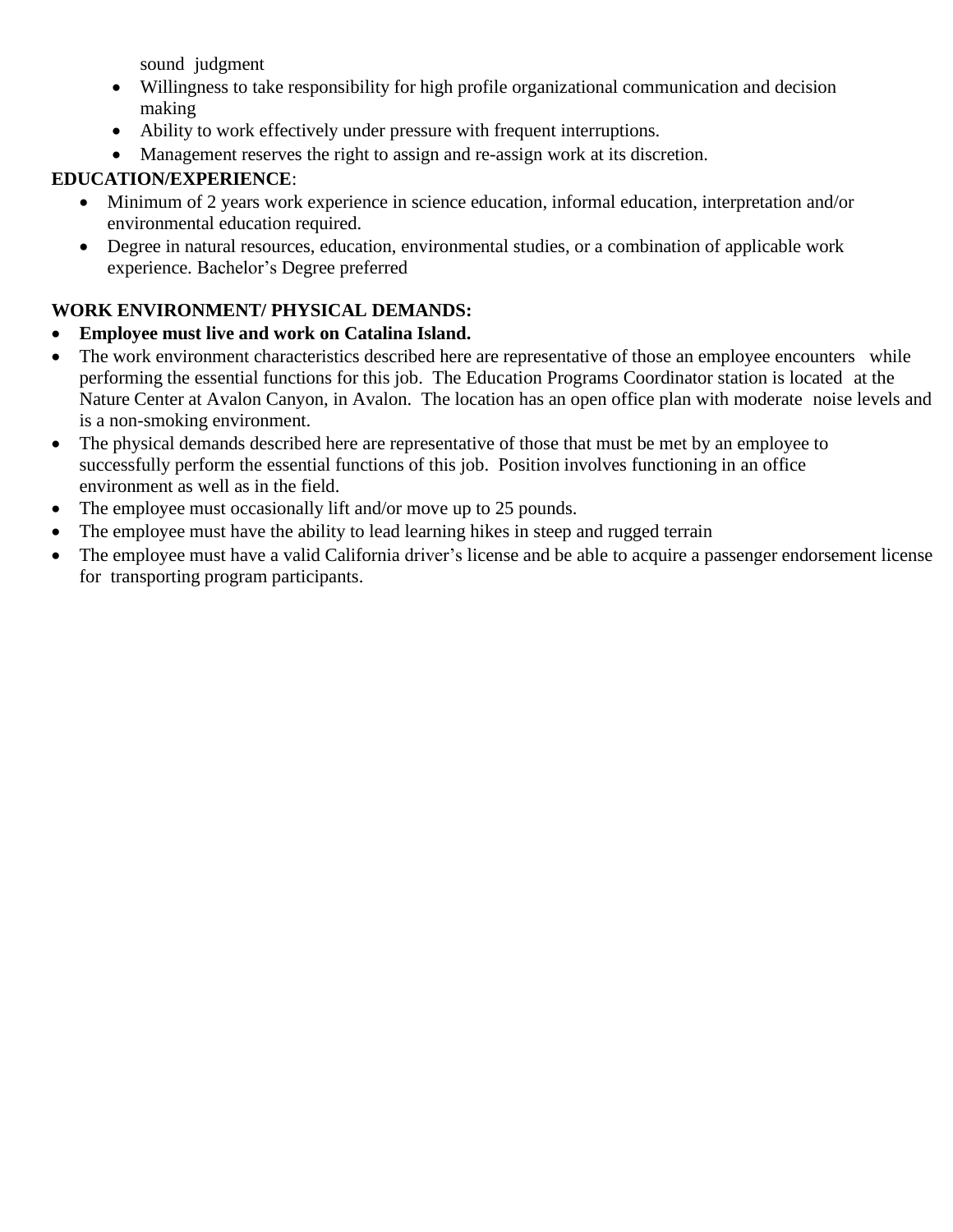sound judgment

- Willingness to take responsibility for high profile organizational communication and decision making
- Ability to work effectively under pressure with frequent interruptions.
- Management reserves the right to assign and re-assign work at its discretion.

**EDUCATION/EXPERIENCE**:

- Minimum of 2 years work experience in science education, informal education, interpretation and/or environmental education required.
- Degree in natural resources, education, environmental studies, or a combination of applicable work experience. Bachelor's Degree preferred

**WORK ENVIRONMENT/ PHYSICAL DEMANDS:**

- **Employee must live and work on Catalina Island.**
- The work environment characteristics described here are representative of those an employee encounters while performing the essential functions for this job. The Education Programs Coordinator station is located at the Nature Center at Avalon Canyon, in Avalon. The location has an open office plan with moderate noise levels and is a non-smoking environment.
- The physical demands described here are representative of those that must be met by an employee to successfully perform the essential functions of this job. Position involves functioning in an office environment as well as in the field.
- The employee must occasionally lift and/or move up to 25 pounds.
- The employee must have the ability to lead learning hikes in steep and rugged terrain
- The employee must have a valid California driver's license and be able to acquire a passenger endorsement license for transporting program participants.